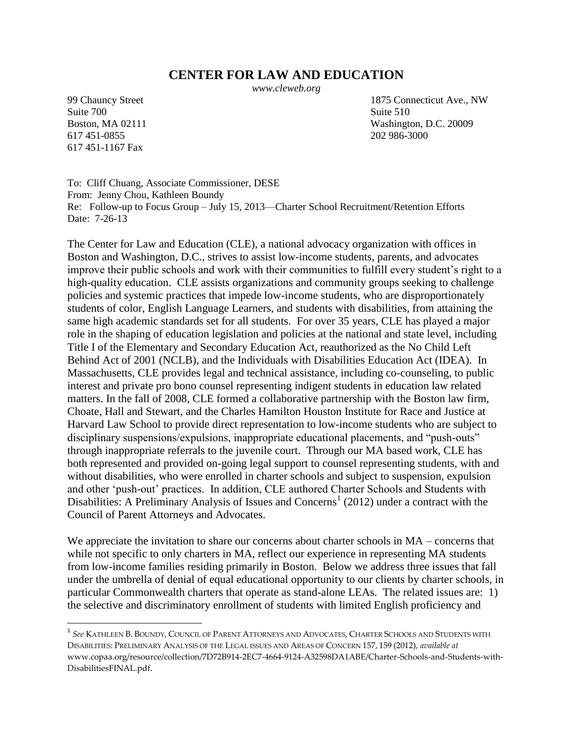# CENTER FOR LAW AND EDUCATION

*www.cleweb.org*

99 Chauncy Street
Suite 700
Boston, MA 02111
617 451-0855
617 451-1167 Fax

1875 Connecticut Ave., NW
Suite 510
Washington, D.C. 20009
202 986-3000

To: Cliff Chuang, Associate Commissioner, DESE
From: Jenny Chou, Kathleen Boundy
Re: Follow-up to Focus Group – July 15, 2013—Charter School Recruitment/Retention Efforts
Date: 7-26-13

The Center for Law and Education (CLE), a national advocacy organization with offices in Boston and Washington, D.C., strives to assist low-income students, parents, and advocates improve their public schools and work with their communities to fulfill every student's right to a high-quality education. CLE assists organizations and community groups seeking to challenge policies and systemic practices that impede low-income students, who are disproportionately students of color, English Language Learners, and students with disabilities, from attaining the same high academic standards set for all students. For over 35 years, CLE has played a major role in the shaping of education legislation and policies at the national and state level, including Title I of the Elementary and Secondary Education Act, reauthorized as the No Child Left Behind Act of 2001 (NCLB), and the Individuals with Disabilities Education Act (IDEA). In Massachusetts, CLE provides legal and technical assistance, including co-counseling, to public interest and private pro bono counsel representing indigent students in education law related matters. In the fall of 2008, CLE formed a collaborative partnership with the Boston law firm, Choate, Hall and Stewart, and the Charles Hamilton Houston Institute for Race and Justice at Harvard Law School to provide direct representation to low-income students who are subject to disciplinary suspensions/expulsions, inappropriate educational placements, and "push-outs" through inappropriate referrals to the juvenile court. Through our MA based work, CLE has both represented and provided on-going legal support to counsel representing students, with and without disabilities, who were enrolled in charter schools and subject to suspension, expulsion and other 'push-out' practices. In addition, CLE authored Charter Schools and Students with Disabilities: A Preliminary Analysis of Issues and Concerns[1] (2012) under a contract with the Council of Parent Attorneys and Advocates.

We appreciate the invitation to share our concerns about charter schools in MA – concerns that while not specific to only charters in MA, reflect our experience in representing MA students from low-income families residing primarily in Boston. Below we address three issues that fall under the umbrella of denial of equal educational opportunity to our clients by charter schools, in particular Commonwealth charters that operate as stand-alone LEAs. The related issues are: 1) the selective and discriminatory enrollment of students with limited English proficiency and

---

[1] *See* KATHLEEN B. BOUNDY, COUNCIL OF PARENT ATTORNEYS AND ADVOCATES, CHARTER SCHOOLS AND STUDENTS WITH DISABILITIES: PRELIMINARY ANALYSIS OF THE LEGAL ISSUES AND AREAS OF CONCERN 157, 159 (2012), *available at* www.copaa.org/resource/collection/7D72B914-2EC7-4664-9124-A32598DA1ABE/Charter-Schools-and-Students-with-DisabilitiesFINAL.pdf.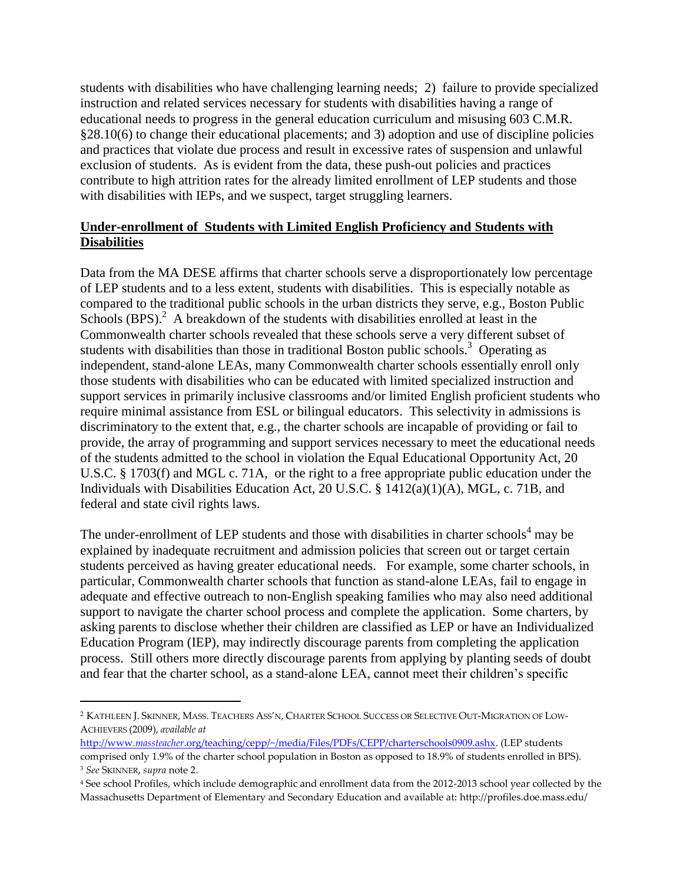students with disabilities who have challenging learning needs; 2) failure to provide specialized instruction and related services necessary for students with disabilities having a range of educational needs to progress in the general education curriculum and misusing 603 C.M.R. §28.10(6) to change their educational placements; and 3) adoption and use of discipline policies and practices that violate due process and result in excessive rates of suspension and unlawful exclusion of students. As is evident from the data, these push-out policies and practices contribute to high attrition rates for the already limited enrollment of LEP students and those with disabilities with IEPs, and we suspect, target struggling learners.

**Under-enrollment of Students with Limited English Proficiency and Students with Disabilities**

Data from the MA DESE affirms that charter schools serve a disproportionately low percentage of LEP students and to a less extent, students with disabilities. This is especially notable as compared to the traditional public schools in the urban districts they serve, e.g., Boston Public Schools (BPS).[2] A breakdown of the students with disabilities enrolled at least in the Commonwealth charter schools revealed that these schools serve a very different subset of students with disabilities than those in traditional Boston public schools.[3] Operating as independent, stand-alone LEAs, many Commonwealth charter schools essentially enroll only those students with disabilities who can be educated with limited specialized instruction and support services in primarily inclusive classrooms and/or limited English proficient students who require minimal assistance from ESL or bilingual educators. This selectivity in admissions is discriminatory to the extent that, e.g., the charter schools are incapable of providing or fail to provide, the array of programming and support services necessary to meet the educational needs of the students admitted to the school in violation the Equal Educational Opportunity Act, 20 U.S.C. § 1703(f) and MGL c. 71A, or the right to a free appropriate public education under the Individuals with Disabilities Education Act, 20 U.S.C. § 1412(a)(1)(A), MGL, c. 71B, and federal and state civil rights laws.

The under-enrollment of LEP students and those with disabilities in charter schools[4] may be explained by inadequate recruitment and admission policies that screen out or target certain students perceived as having greater educational needs. For example, some charter schools, in particular, Commonwealth charter schools that function as stand-alone LEAs, fail to engage in adequate and effective outreach to non-English speaking families who may also need additional support to navigate the charter school process and complete the application. Some charters, by asking parents to disclose whether their children are classified as LEP or have an Individualized Education Program (IEP), may indirectly discourage parents from completing the application process. Still others more directly discourage parents from applying by planting seeds of doubt and fear that the charter school, as a stand-alone LEA, cannot meet their children's specific

---

[2] KATHLEEN J. SKINNER, MASS. TEACHERS ASS'N, CHARTER SCHOOL SUCCESS OR SELECTIVE OUT-MIGRATION OF LOW-ACHIEVERS (2009), *available at* http://www.massteacher.org/teaching/cepp/~/media/Files/PDFs/CEPP/charterschools0909.ashx. (LEP students comprised only 1.9% of the charter school population in Boston as opposed to 18.9% of students enrolled in BPS).

[3] *See* SKINNER, *supra* note 2.

[4] See school Profiles, which include demographic and enrollment data from the 2012-2013 school year collected by the Massachusetts Department of Elementary and Secondary Education and available at: http://profiles.doe.mass.edu/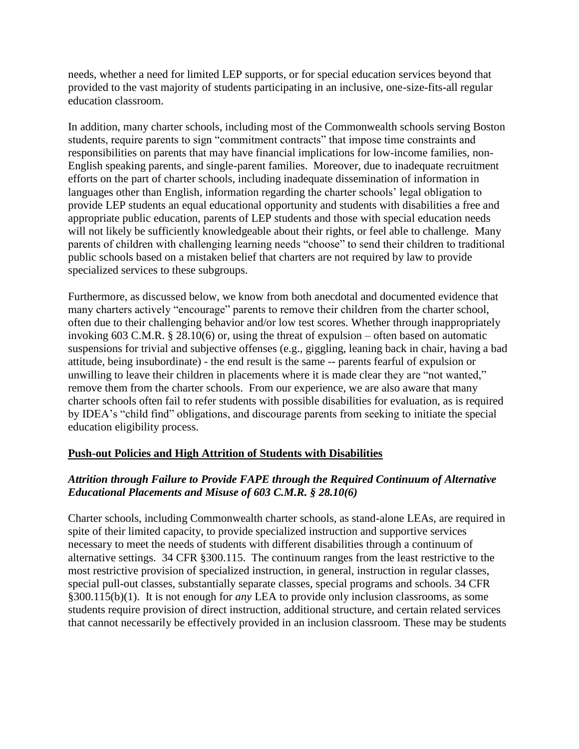needs, whether a need for limited LEP supports, or for special education services beyond that provided to the vast majority of students participating in an inclusive, one-size-fits-all regular education classroom.

In addition, many charter schools, including most of the Commonwealth schools serving Boston students, require parents to sign "commitment contracts" that impose time constraints and responsibilities on parents that may have financial implications for low-income families, non-English speaking parents, and single-parent families. Moreover, due to inadequate recruitment efforts on the part of charter schools, including inadequate dissemination of information in languages other than English, information regarding the charter schools' legal obligation to provide LEP students an equal educational opportunity and students with disabilities a free and appropriate public education, parents of LEP students and those with special education needs will not likely be sufficiently knowledgeable about their rights, or feel able to challenge. Many parents of children with challenging learning needs "choose" to send their children to traditional public schools based on a mistaken belief that charters are not required by law to provide specialized services to these subgroups.

Furthermore, as discussed below, we know from both anecdotal and documented evidence that many charters actively "encourage" parents to remove their children from the charter school, often due to their challenging behavior and/or low test scores. Whether through inappropriately invoking 603 C.M.R. § 28.10(6) or, using the threat of expulsion – often based on automatic suspensions for trivial and subjective offenses (e.g., giggling, leaning back in chair, having a bad attitude, being insubordinate) - the end result is the same -- parents fearful of expulsion or unwilling to leave their children in placements where it is made clear they are "not wanted," remove them from the charter schools. From our experience, we are also aware that many charter schools often fail to refer students with possible disabilities for evaluation, as is required by IDEA's "child find" obligations, and discourage parents from seeking to initiate the special education eligibility process.

## Push-out Policies and High Attrition of Students with Disabilities

### *Attrition through Failure to Provide FAPE through the Required Continuum of Alternative Educational Placements and Misuse of 603 C.M.R. § 28.10(6)*

Charter schools, including Commonwealth charter schools, as stand-alone LEAs, are required in spite of their limited capacity, to provide specialized instruction and supportive services necessary to meet the needs of students with different disabilities through a continuum of alternative settings. 34 CFR §300.115. The continuum ranges from the least restrictive to the most restrictive provision of specialized instruction, in general, instruction in regular classes, special pull-out classes, substantially separate classes, special programs and schools. 34 CFR §300.115(b)(1). It is not enough for *any* LEA to provide only inclusion classrooms, as some students require provision of direct instruction, additional structure, and certain related services that cannot necessarily be effectively provided in an inclusion classroom. These may be students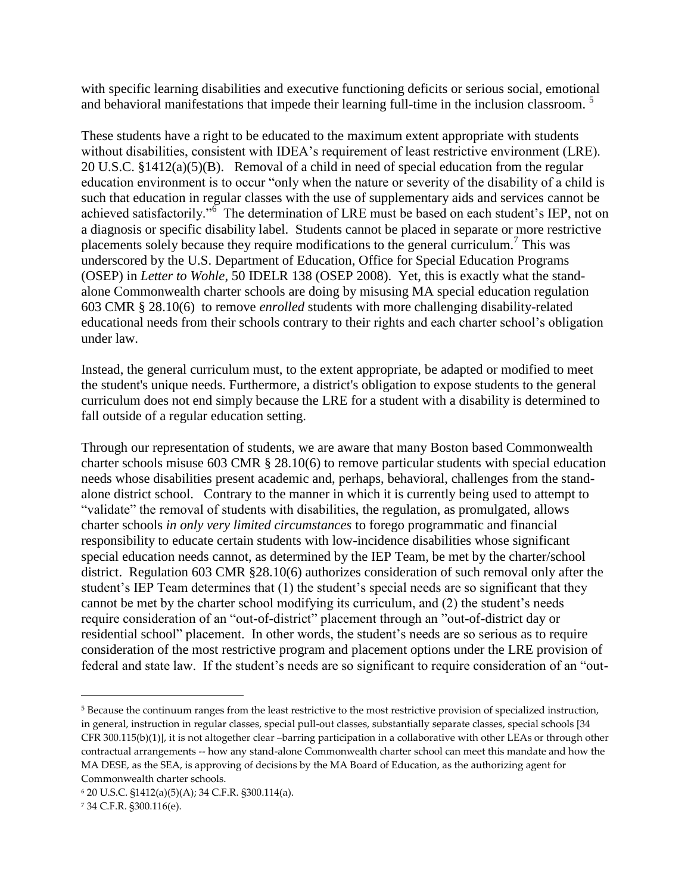with specific learning disabilities and executive functioning deficits or serious social, emotional and behavioral manifestations that impede their learning full-time in the inclusion classroom. [5]

These students have a right to be educated to the maximum extent appropriate with students without disabilities, consistent with IDEA's requirement of least restrictive environment (LRE). 20 U.S.C. §1412(a)(5)(B). Removal of a child in need of special education from the regular education environment is to occur "only when the nature or severity of the disability of a child is such that education in regular classes with the use of supplementary aids and services cannot be achieved satisfactorily."[6] The determination of LRE must be based on each student's IEP, not on a diagnosis or specific disability label. Students cannot be placed in separate or more restrictive placements solely because they require modifications to the general curriculum.[7] This was underscored by the U.S. Department of Education, Office for Special Education Programs (OSEP) in *Letter to Wohle*, 50 IDELR 138 (OSEP 2008). Yet, this is exactly what the stand-alone Commonwealth charter schools are doing by misusing MA special education regulation 603 CMR § 28.10(6) to remove *enrolled* students with more challenging disability-related educational needs from their schools contrary to their rights and each charter school's obligation under law.

Instead, the general curriculum must, to the extent appropriate, be adapted or modified to meet the student's unique needs. Furthermore, a district's obligation to expose students to the general curriculum does not end simply because the LRE for a student with a disability is determined to fall outside of a regular education setting.

Through our representation of students, we are aware that many Boston based Commonwealth charter schools misuse 603 CMR § 28.10(6) to remove particular students with special education needs whose disabilities present academic and, perhaps, behavioral, challenges from the stand-alone district school. Contrary to the manner in which it is currently being used to attempt to "validate" the removal of students with disabilities, the regulation, as promulgated, allows charter schools *in only very limited circumstances* to forego programmatic and financial responsibility to educate certain students with low-incidence disabilities whose significant special education needs cannot, as determined by the IEP Team, be met by the charter/school district. Regulation 603 CMR §28.10(6) authorizes consideration of such removal only after the student's IEP Team determines that (1) the student's special needs are so significant that they cannot be met by the charter school modifying its curriculum, and (2) the student's needs require consideration of an "out-of-district" placement through an "out-of-district day or residential school" placement. In other words, the student's needs are so serious as to require consideration of the most restrictive program and placement options under the LRE provision of federal and state law. If the student's needs are so significant to require consideration of an "out-

---

[5] Because the continuum ranges from the least restrictive to the most restrictive provision of specialized instruction, in general, instruction in regular classes, special pull-out classes, substantially separate classes, special schools [34 CFR 300.115(b)(1)], it is not altogether clear –barring participation in a collaborative with other LEAs or through other contractual arrangements -- how any stand-alone Commonwealth charter school can meet this mandate and how the MA DESE, as the SEA, is approving of decisions by the MA Board of Education, as the authorizing agent for Commonwealth charter schools.

[6] 20 U.S.C. §1412(a)(5)(A); 34 C.F.R. §300.114(a).

[7] 34 C.F.R. §300.116(e).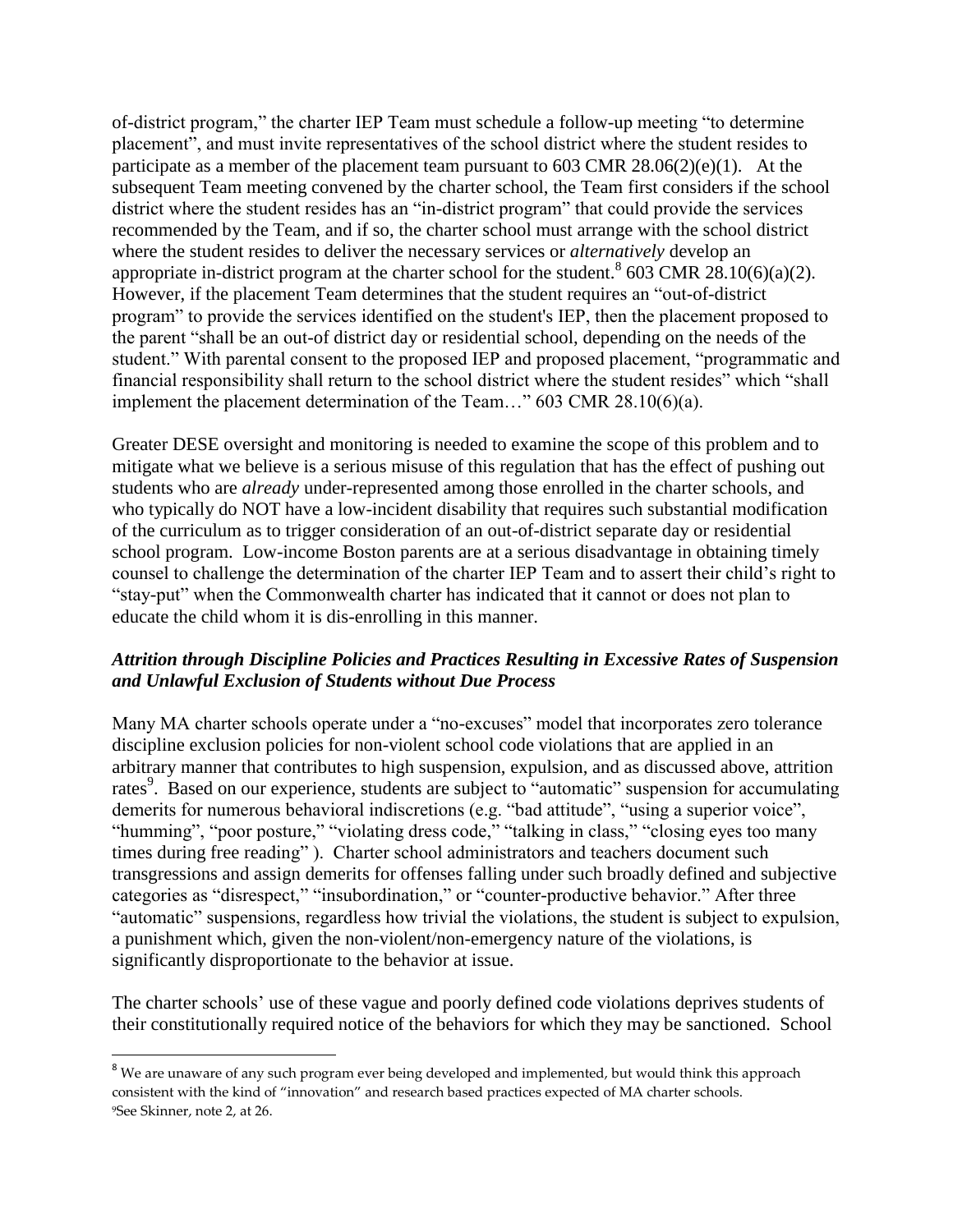of-district program," the charter IEP Team must schedule a follow-up meeting "to determine placement", and must invite representatives of the school district where the student resides to participate as a member of the placement team pursuant to 603 CMR 28.06(2)(e)(1). At the subsequent Team meeting convened by the charter school, the Team first considers if the school district where the student resides has an "in-district program" that could provide the services recommended by the Team, and if so, the charter school must arrange with the school district where the student resides to deliver the necessary services or *alternatively* develop an appropriate in-district program at the charter school for the student.[8] 603 CMR 28.10(6)(a)(2). However, if the placement Team determines that the student requires an "out-of-district program" to provide the services identified on the student's IEP, then the placement proposed to the parent "shall be an out-of district day or residential school, depending on the needs of the student." With parental consent to the proposed IEP and proposed placement, "programmatic and financial responsibility shall return to the school district where the student resides" which "shall implement the placement determination of the Team…" 603 CMR 28.10(6)(a).

Greater DESE oversight and monitoring is needed to examine the scope of this problem and to mitigate what we believe is a serious misuse of this regulation that has the effect of pushing out students who are *already* under-represented among those enrolled in the charter schools, and who typically do NOT have a low-incident disability that requires such substantial modification of the curriculum as to trigger consideration of an out-of-district separate day or residential school program. Low-income Boston parents are at a serious disadvantage in obtaining timely counsel to challenge the determination of the charter IEP Team and to assert their child's right to "stay-put" when the Commonwealth charter has indicated that it cannot or does not plan to educate the child whom it is dis-enrolling in this manner.

### *Attrition through Discipline Policies and Practices Resulting in Excessive Rates of Suspension and Unlawful Exclusion of Students without Due Process*

Many MA charter schools operate under a "no-excuses" model that incorporates zero tolerance discipline exclusion policies for non-violent school code violations that are applied in an arbitrary manner that contributes to high suspension, expulsion, and as discussed above, attrition rates[9]. Based on our experience, students are subject to "automatic" suspension for accumulating demerits for numerous behavioral indiscretions (e.g. "bad attitude", "using a superior voice", "humming", "poor posture," "violating dress code," "talking in class," "closing eyes too many times during free reading" ). Charter school administrators and teachers document such transgressions and assign demerits for offenses falling under such broadly defined and subjective categories as "disrespect," "insubordination," or "counter-productive behavior." After three "automatic" suspensions, regardless how trivial the violations, the student is subject to expulsion, a punishment which, given the non-violent/non-emergency nature of the violations, is significantly disproportionate to the behavior at issue.

The charter schools' use of these vague and poorly defined code violations deprives students of their constitutionally required notice of the behaviors for which they may be sanctioned. School

---

[8] We are unaware of any such program ever being developed and implemented, but would think this approach consistent with the kind of "innovation" and research based practices expected of MA charter schools.

[9] See Skinner, note 2, at 26.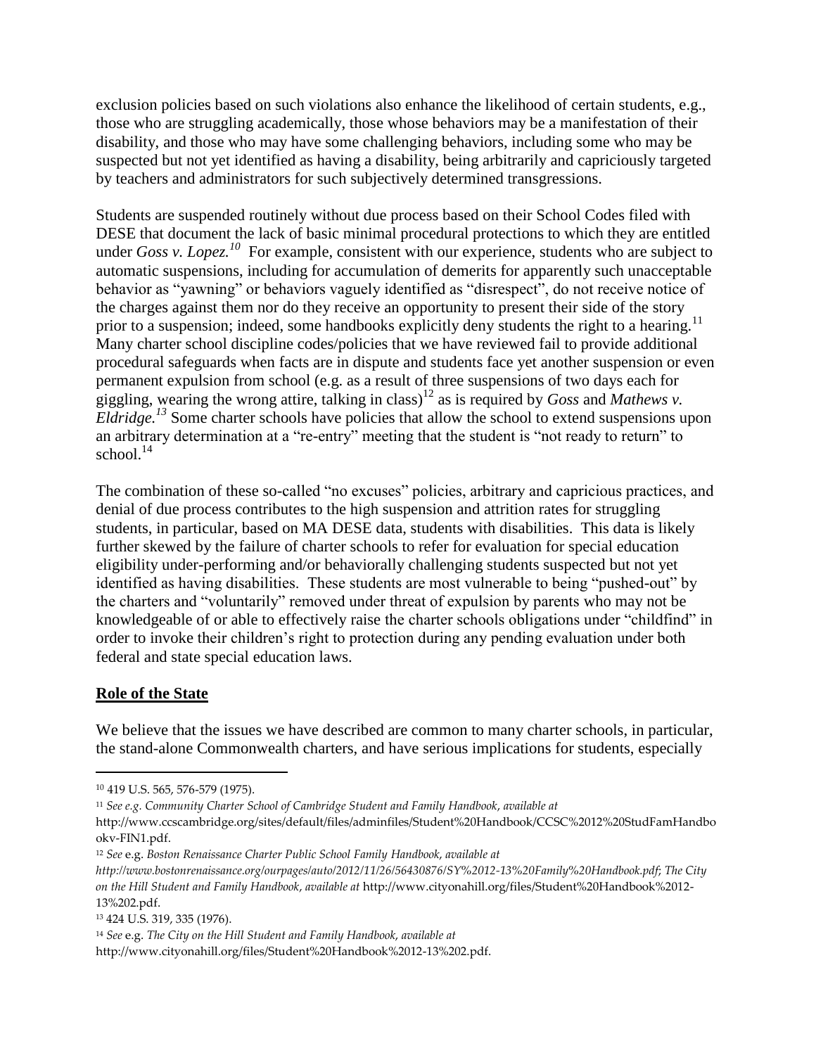exclusion policies based on such violations also enhance the likelihood of certain students, e.g., those who are struggling academically, those whose behaviors may be a manifestation of their disability, and those who may have some challenging behaviors, including some who may be suspected but not yet identified as having a disability, being arbitrarily and capriciously targeted by teachers and administrators for such subjectively determined transgressions.

Students are suspended routinely without due process based on their School Codes filed with DESE that document the lack of basic minimal procedural protections to which they are entitled under *Goss v. Lopez.*[10] For example, consistent with our experience, students who are subject to automatic suspensions, including for accumulation of demerits for apparently such unacceptable behavior as "yawning" or behaviors vaguely identified as "disrespect", do not receive notice of the charges against them nor do they receive an opportunity to present their side of the story prior to a suspension; indeed, some handbooks explicitly deny students the right to a hearing.[11] Many charter school discipline codes/policies that we have reviewed fail to provide additional procedural safeguards when facts are in dispute and students face yet another suspension or even permanent expulsion from school (e.g. as a result of three suspensions of two days each for giggling, wearing the wrong attire, talking in class)[12] as is required by *Goss* and *Mathews v. Eldridge.*[13] Some charter schools have policies that allow the school to extend suspensions upon an arbitrary determination at a "re-entry" meeting that the student is "not ready to return" to school.[14]

The combination of these so-called "no excuses" policies, arbitrary and capricious practices, and denial of due process contributes to the high suspension and attrition rates for struggling students, in particular, based on MA DESE data, students with disabilities. This data is likely further skewed by the failure of charter schools to refer for evaluation for special education eligibility under-performing and/or behaviorally challenging students suspected but not yet identified as having disabilities. These students are most vulnerable to being "pushed-out" by the charters and "voluntarily" removed under threat of expulsion by parents who may not be knowledgeable of or able to effectively raise the charter schools obligations under "childfind" in order to invoke their children's right to protection during any pending evaluation under both federal and state special education laws.

## Role of the State

We believe that the issues we have described are common to many charter schools, in particular, the stand-alone Commonwealth charters, and have serious implications for students, especially

---

[10] 419 U.S. 565, 576-579 (1975).

[11] *See e.g. Community Charter School of Cambridge Student and Family Handbook, available at* http://www.ccscambridge.org/sites/default/files/adminfiles/Student%20Handbook/CCSC%2012%20StudFamHandbookv-FIN1.pdf.

[12] *See* e.g. *Boston Renaissance Charter Public School Family Handbook, available at http://www.bostonrenaissance.org/ourpages/auto/2012/11/26/56430876/SY%2012-13%20Family%20Handbook.pdf*; *The City on the Hill Student and Family Handbook, available at* http://www.cityonahill.org/files/Student%20Handbook%2012-13%202.pdf.

[13] 424 U.S. 319, 335 (1976).

[14] *See* e.g. *The City on the Hill Student and Family Handbook, available at* http://www.cityonahill.org/files/Student%20Handbook%2012-13%202.pdf.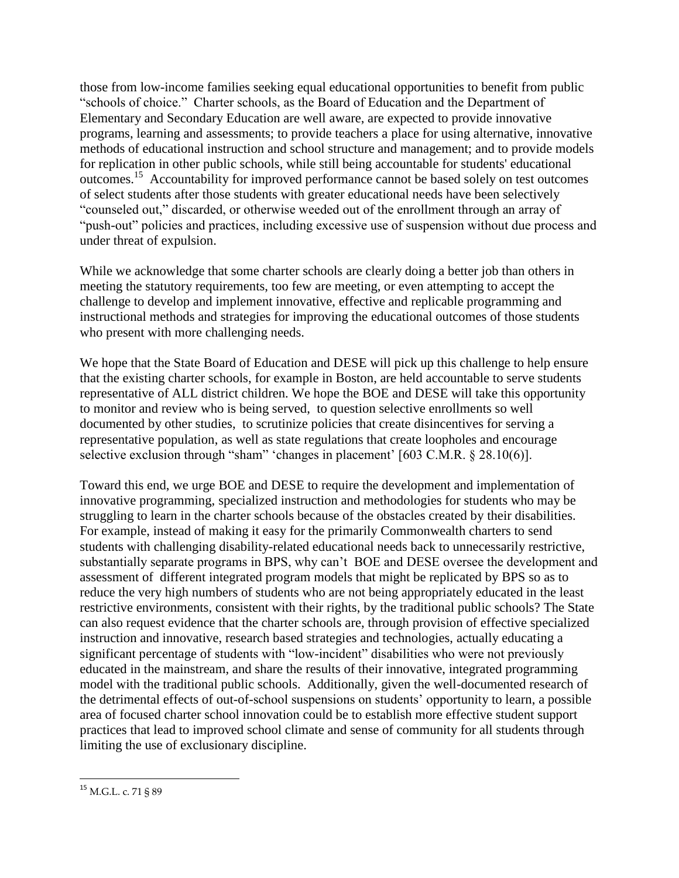those from low-income families seeking equal educational opportunities to benefit from public "schools of choice." Charter schools, as the Board of Education and the Department of Elementary and Secondary Education are well aware, are expected to provide innovative programs, learning and assessments; to provide teachers a place for using alternative, innovative methods of educational instruction and school structure and management; and to provide models for replication in other public schools, while still being accountable for students' educational outcomes.[15] Accountability for improved performance cannot be based solely on test outcomes of select students after those students with greater educational needs have been selectively "counseled out," discarded, or otherwise weeded out of the enrollment through an array of "push-out" policies and practices, including excessive use of suspension without due process and under threat of expulsion.

While we acknowledge that some charter schools are clearly doing a better job than others in meeting the statutory requirements, too few are meeting, or even attempting to accept the challenge to develop and implement innovative, effective and replicable programming and instructional methods and strategies for improving the educational outcomes of those students who present with more challenging needs.

We hope that the State Board of Education and DESE will pick up this challenge to help ensure that the existing charter schools, for example in Boston, are held accountable to serve students representative of ALL district children. We hope the BOE and DESE will take this opportunity to monitor and review who is being served, to question selective enrollments so well documented by other studies, to scrutinize policies that create disincentives for serving a representative population, as well as state regulations that create loopholes and encourage selective exclusion through "sham" 'changes in placement' [603 C.M.R. § 28.10(6)].

Toward this end, we urge BOE and DESE to require the development and implementation of innovative programming, specialized instruction and methodologies for students who may be struggling to learn in the charter schools because of the obstacles created by their disabilities. For example, instead of making it easy for the primarily Commonwealth charters to send students with challenging disability-related educational needs back to unnecessarily restrictive, substantially separate programs in BPS, why can't BOE and DESE oversee the development and assessment of different integrated program models that might be replicated by BPS so as to reduce the very high numbers of students who are not being appropriately educated in the least restrictive environments, consistent with their rights, by the traditional public schools? The State can also request evidence that the charter schools are, through provision of effective specialized instruction and innovative, research based strategies and technologies, actually educating a significant percentage of students with "low-incident" disabilities who were not previously educated in the mainstream, and share the results of their innovative, integrated programming model with the traditional public schools. Additionally, given the well-documented research of the detrimental effects of out-of-school suspensions on students' opportunity to learn, a possible area of focused charter school innovation could be to establish more effective student support practices that lead to improved school climate and sense of community for all students through limiting the use of exclusionary discipline.

---

[15] M.G.L. c. 71 § 89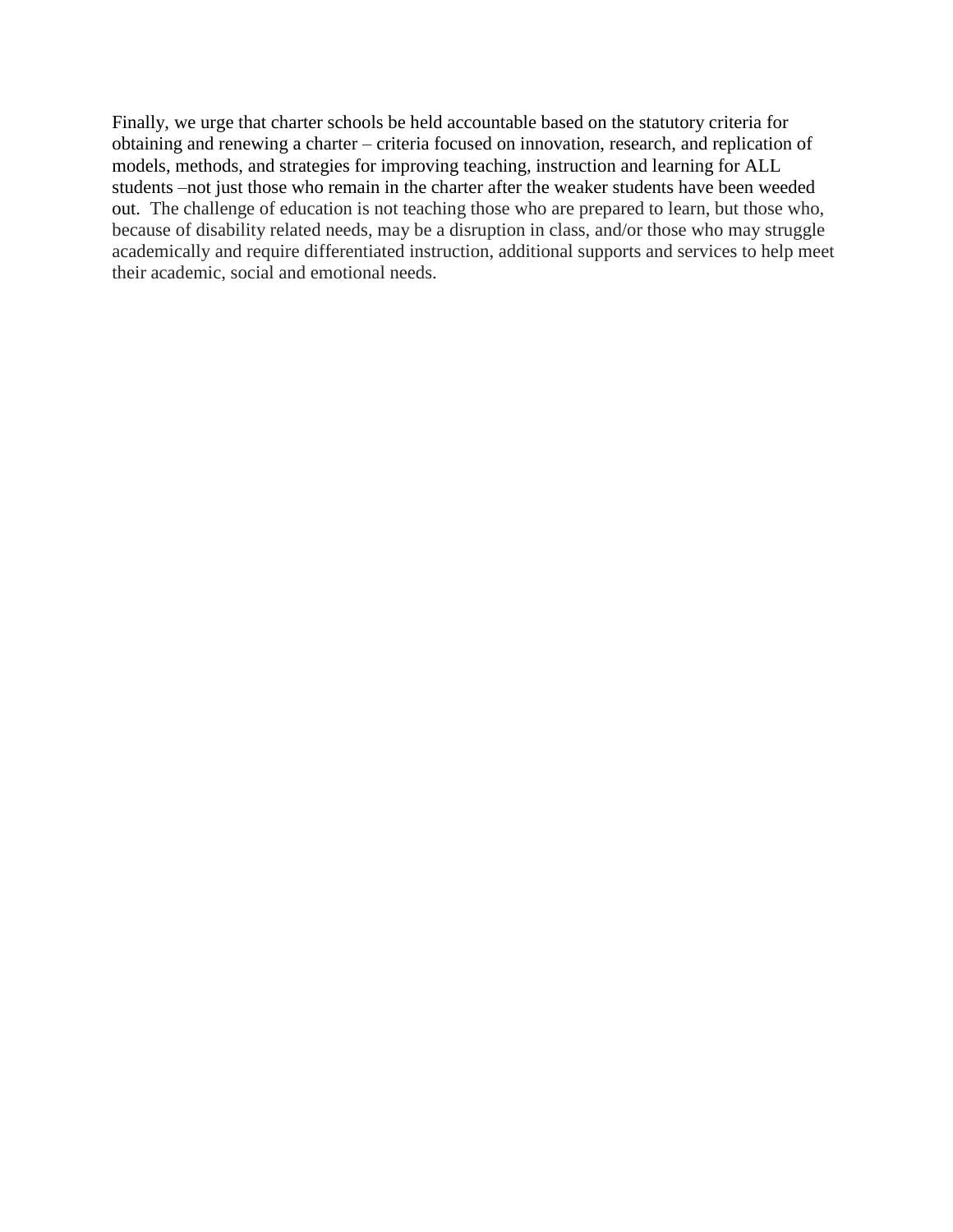Finally, we urge that charter schools be held accountable based on the statutory criteria for obtaining and renewing a charter – criteria focused on innovation, research, and replication of models, methods, and strategies for improving teaching, instruction and learning for ALL students –not just those who remain in the charter after the weaker students have been weeded out. The challenge of education is not teaching those who are prepared to learn, but those who, because of disability related needs, may be a disruption in class, and/or those who may struggle academically and require differentiated instruction, additional supports and services to help meet their academic, social and emotional needs.